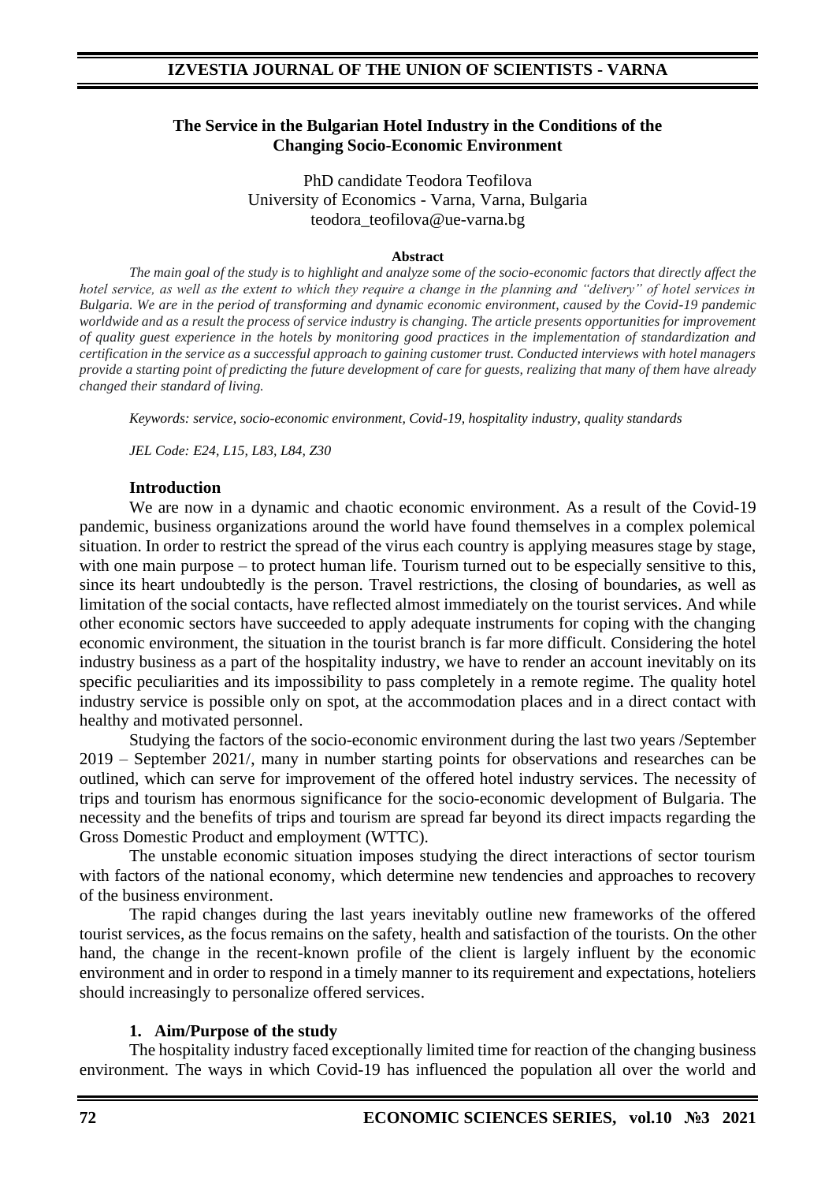# The Service in the Bulgarian Hotel Industry in the Conditions of the Changing Socio-Economic Environment

PhD candidate Teodora Teofilova
University of Economics - Varna, Varna, Bulgaria
teodora_teofilova@ue-varna.bg

**Abstract**

*The main goal of the study is to highlight and analyze some of the socio-economic factors that directly affect the hotel service, as well as the extent to which they require a change in the planning and "delivery" of hotel services in Bulgaria. We are in the period of transforming and dynamic economic environment, caused by the Covid-19 pandemic worldwide and as a result the process of service industry is changing. The article presents opportunities for improvement of quality guest experience in the hotels by monitoring good practices in the implementation of standardization and certification in the service as a successful approach to gaining customer trust. Conducted interviews with hotel managers provide a starting point of predicting the future development of care for guests, realizing that many of them have already changed their standard of living.*

*Keywords: service, socio-economic environment, Covid-19, hospitality industry, quality standards*

*JEL Code: E24, L15, L83, L84, Z30*

## Introduction

We are now in a dynamic and chaotic economic environment. As a result of the Covid-19 pandemic, business organizations around the world have found themselves in a complex polemical situation. In order to restrict the spread of the virus each country is applying measures stage by stage, with one main purpose – to protect human life. Tourism turned out to be especially sensitive to this, since its heart undoubtedly is the person. Travel restrictions, the closing of boundaries, as well as limitation of the social contacts, have reflected almost immediately on the tourist services. And while other economic sectors have succeeded to apply adequate instruments for coping with the changing economic environment, the situation in the tourist branch is far more difficult. Considering the hotel industry business as a part of the hospitality industry, we have to render an account inevitably on its specific peculiarities and its impossibility to pass completely in a remote regime. The quality hotel industry service is possible only on spot, at the accommodation places and in a direct contact with healthy and motivated personnel.

Studying the factors of the socio-economic environment during the last two years /September 2019 – September 2021/, many in number starting points for observations and researches can be outlined, which can serve for improvement of the offered hotel industry services. The necessity of trips and tourism has enormous significance for the socio-economic development of Bulgaria. The necessity and the benefits of trips and tourism are spread far beyond its direct impacts regarding the Gross Domestic Product and employment (WTTC).

The unstable economic situation imposes studying the direct interactions of sector tourism with factors of the national economy, which determine new tendencies and approaches to recovery of the business environment.

The rapid changes during the last years inevitably outline new frameworks of the offered tourist services, as the focus remains on the safety, health and satisfaction of the tourists. On the other hand, the change in the recent-known profile of the client is largely influent by the economic environment and in order to respond in a timely manner to its requirement and expectations, hoteliers should increasingly to personalize offered services.

## 1. Aim/Purpose of the study

The hospitality industry faced exceptionally limited time for reaction of the changing business environment. The ways in which Covid-19 has influenced the population all over the world and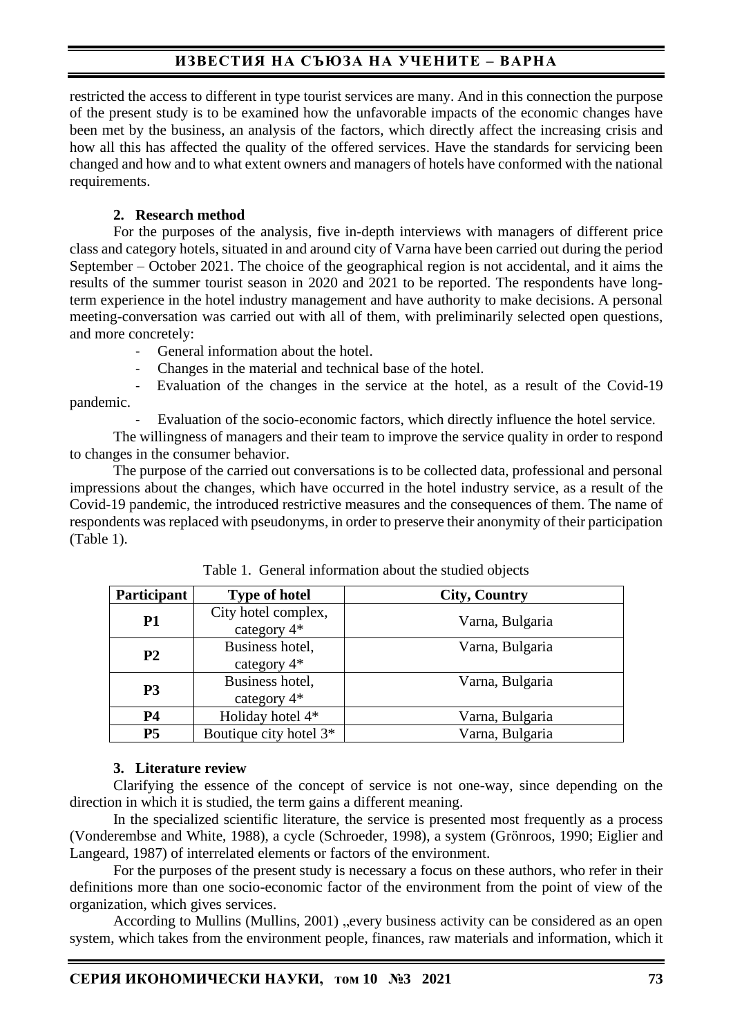restricted the access to different in type tourist services are many. And in this connection the purpose of the present study is to be examined how the unfavorable impacts of the economic changes have been met by the business, an analysis of the factors, which directly affect the increasing crisis and how all this has affected the quality of the offered services. Have the standards for servicing been changed and how and to what extent owners and managers of hotels have conformed with the national requirements.

## 2. Research method

For the purposes of the analysis, five in-depth interviews with managers of different price class and category hotels, situated in and around city of Varna have been carried out during the period September – October 2021. The choice of the geographical region is not accidental, and it aims the results of the summer tourist season in 2020 and 2021 to be reported. The respondents have long-term experience in the hotel industry management and have authority to make decisions. A personal meeting-conversation was carried out with all of them, with preliminarily selected open questions, and more concretely:

- General information about the hotel.
- Changes in the material and technical base of the hotel.
- Evaluation of the changes in the service at the hotel, as a result of the Covid-19 pandemic.
- Evaluation of the socio-economic factors, which directly influence the hotel service.

The willingness of managers and their team to improve the service quality in order to respond to changes in the consumer behavior.

The purpose of the carried out conversations is to be collected data, professional and personal impressions about the changes, which have occurred in the hotel industry service, as a result of the Covid-19 pandemic, the introduced restrictive measures and the consequences of them. The name of respondents was replaced with pseudonyms, in order to preserve their anonymity of their participation (Table 1).

Table 1. General information about the studied objects

| Participant | Type of hotel | City, Country |
|---|---|---|
| **P1** | City hotel complex, category 4* | Varna, Bulgaria |
| **P2** | Business hotel, category 4* | Varna, Bulgaria |
| **P3** | Business hotel, category 4* | Varna, Bulgaria |
| **P4** | Holiday hotel 4* | Varna, Bulgaria |
| **P5** | Boutique city hotel 3* | Varna, Bulgaria |

## 3. Literature review

Clarifying the essence of the concept of service is not one-way, since depending on the direction in which it is studied, the term gains a different meaning.

In the specialized scientific literature, the service is presented most frequently as a process (Vonderembse and White, 1988), a cycle (Schroeder, 1998), a system (Grönroos, 1990; Eiglier and Langeard, 1987) of interrelated elements or factors of the environment.

For the purposes of the present study is necessary a focus on these authors, who refer in their definitions more than one socio-economic factor of the environment from the point of view of the organization, which gives services.

According to Mullins (Mullins, 2001) „every business activity can be considered as an open system, which takes from the environment people, finances, raw materials and information, which it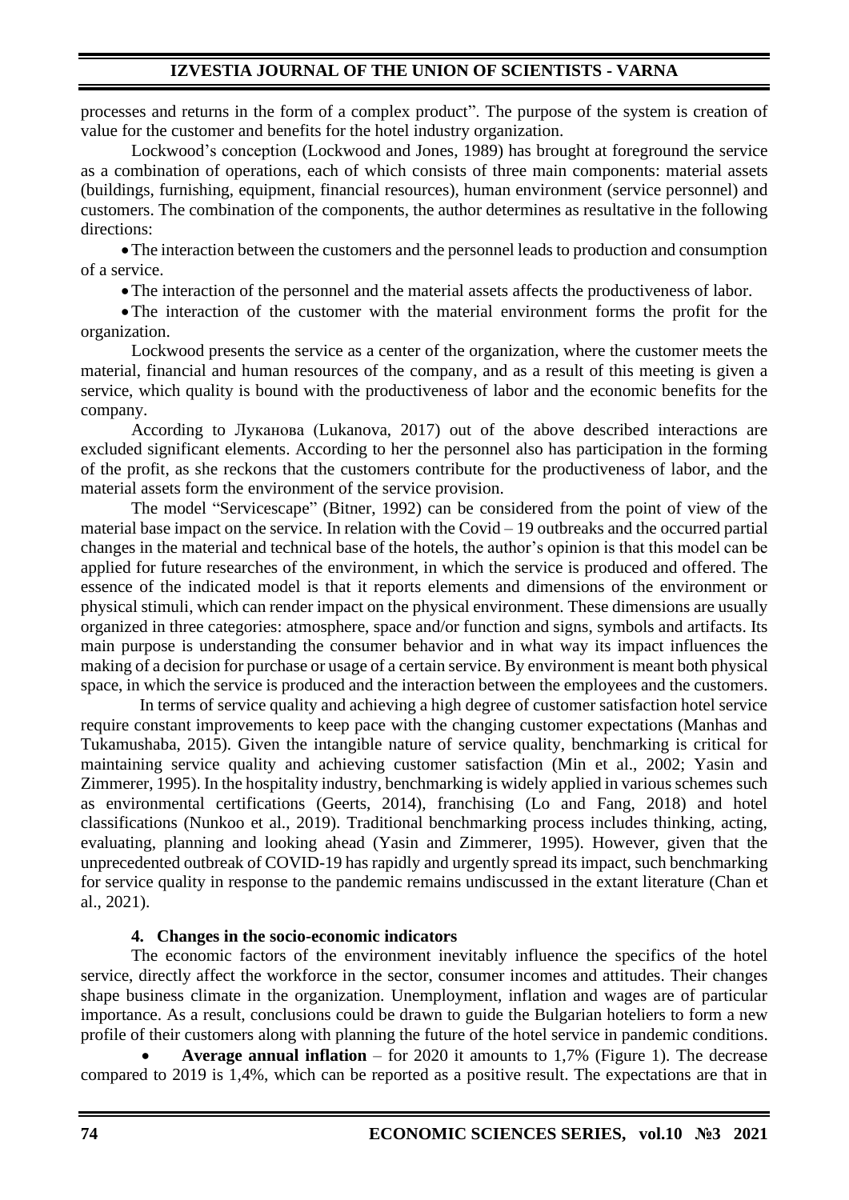processes and returns in the form of a complex product". The purpose of the system is creation of value for the customer and benefits for the hotel industry organization.

Lockwood's conception (Lockwood and Jones, 1989) has brought at foreground the service as a combination of operations, each of which consists of three main components: material assets (buildings, furnishing, equipment, financial resources), human environment (service personnel) and customers. The combination of the components, the author determines as resultative in the following directions:

- The interaction between the customers and the personnel leads to production and consumption of a service.
- The interaction of the personnel and the material assets affects the productiveness of labor.
- The interaction of the customer with the material environment forms the profit for the organization.

Lockwood presents the service as a center of the organization, where the customer meets the material, financial and human resources of the company, and as a result of this meeting is given a service, which quality is bound with the productiveness of labor and the economic benefits for the company.

According to Луканова (Lukanova, 2017) out of the above described interactions are excluded significant elements. According to her the personnel also has participation in the forming of the profit, as she reckons that the customers contribute for the productiveness of labor, and the material assets form the environment of the service provision.

The model "Servicescape" (Bitner, 1992) can be considered from the point of view of the material base impact on the service. In relation with the Covid – 19 outbreaks and the occurred partial changes in the material and technical base of the hotels, the author's opinion is that this model can be applied for future researches of the environment, in which the service is produced and offered. The essence of the indicated model is that it reports elements and dimensions of the environment or physical stimuli, which can render impact on the physical environment. These dimensions are usually organized in three categories: atmosphere, space and/or function and signs, symbols and artifacts. Its main purpose is understanding the consumer behavior and in what way its impact influences the making of a decision for purchase or usage of a certain service. By environment is meant both physical space, in which the service is produced and the interaction between the employees and the customers.

In terms of service quality and achieving a high degree of customer satisfaction hotel service require constant improvements to keep pace with the changing customer expectations (Manhas and Tukamushaba, 2015). Given the intangible nature of service quality, benchmarking is critical for maintaining service quality and achieving customer satisfaction (Min et al., 2002; Yasin and Zimmerer, 1995). In the hospitality industry, benchmarking is widely applied in various schemes such as environmental certifications (Geerts, 2014), franchising (Lo and Fang, 2018) and hotel classifications (Nunkoo et al., 2019). Traditional benchmarking process includes thinking, acting, evaluating, planning and looking ahead (Yasin and Zimmerer, 1995). However, given that the unprecedented outbreak of COVID-19 has rapidly and urgently spread its impact, such benchmarking for service quality in response to the pandemic remains undiscussed in the extant literature (Chan et al., 2021).

### 4. Changes in the socio-economic indicators

The economic factors of the environment inevitably influence the specifics of the hotel service, directly affect the workforce in the sector, consumer incomes and attitudes. Their changes shape business climate in the organization. Unemployment, inflation and wages are of particular importance. As a result, conclusions could be drawn to guide the Bulgarian hoteliers to form a new profile of their customers along with planning the future of the hotel service in pandemic conditions.

- **Average annual inflation** – for 2020 it amounts to 1,7% (Figure 1). The decrease compared to 2019 is 1,4%, which can be reported as a positive result. The expectations are that in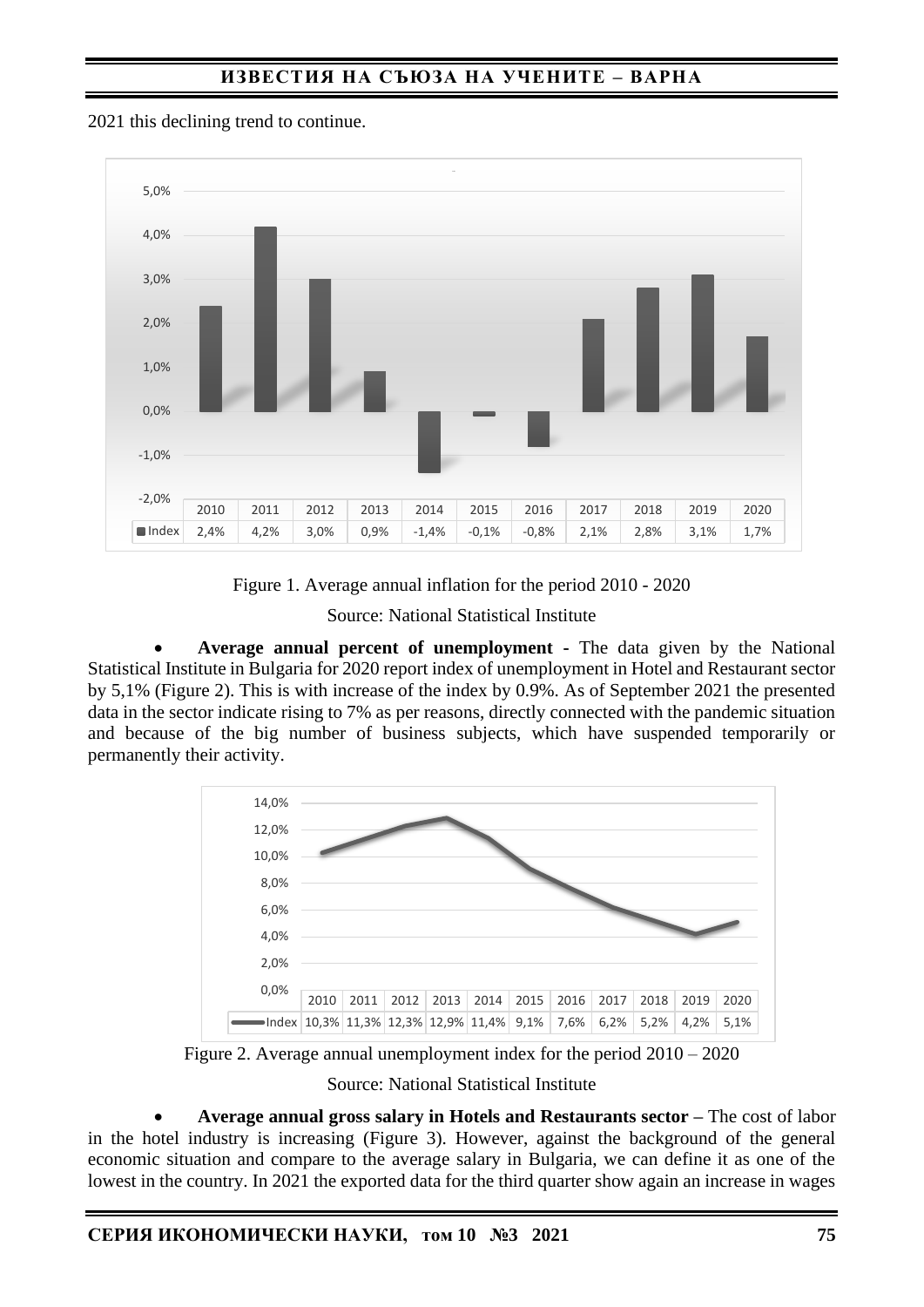2021 this declining trend to continue.

| | 2010 | 2011 | 2012 | 2013 | 2014 | 2015 | 2016 | 2017 | 2018 | 2019 | 2020 |
|---|---|---|---|---|---|---|---|---|---|---|---|
| Index | 2,4% | 4,2% | 3,0% | 0,9% | -1,4% | -0,1% | -0,8% | 2,1% | 2,8% | 3,1% | 1,7% |

Figure 1. Average annual inflation for the period 2010 - 2020

Source: National Statistical Institute

- **Average annual percent of unemployment -** The data given by the National Statistical Institute in Bulgaria for 2020 report index of unemployment in Hotel and Restaurant sector by 5,1% (Figure 2). This is with increase of the index by 0.9%. As of September 2021 the presented data in the sector indicate rising to 7% as per reasons, directly connected with the pandemic situation and because of the big number of business subjects, which have suspended temporarily or permanently their activity.

| | 2010 | 2011 | 2012 | 2013 | 2014 | 2015 | 2016 | 2017 | 2018 | 2019 | 2020 |
|---|---|---|---|---|---|---|---|---|---|---|---|
| Index | 10,3% | 11,3% | 12,3% | 12,9% | 11,4% | 9,1% | 7,6% | 6,2% | 5,2% | 4,2% | 5,1% |

Figure 2. Average annual unemployment index for the period 2010 – 2020

Source: National Statistical Institute

- **Average annual gross salary in Hotels and Restaurants sector –** The cost of labor in the hotel industry is increasing (Figure 3). However, against the background of the general economic situation and compare to the average salary in Bulgaria, we can define it as one of the lowest in the country. In 2021 the exported data for the third quarter show again an increase in wages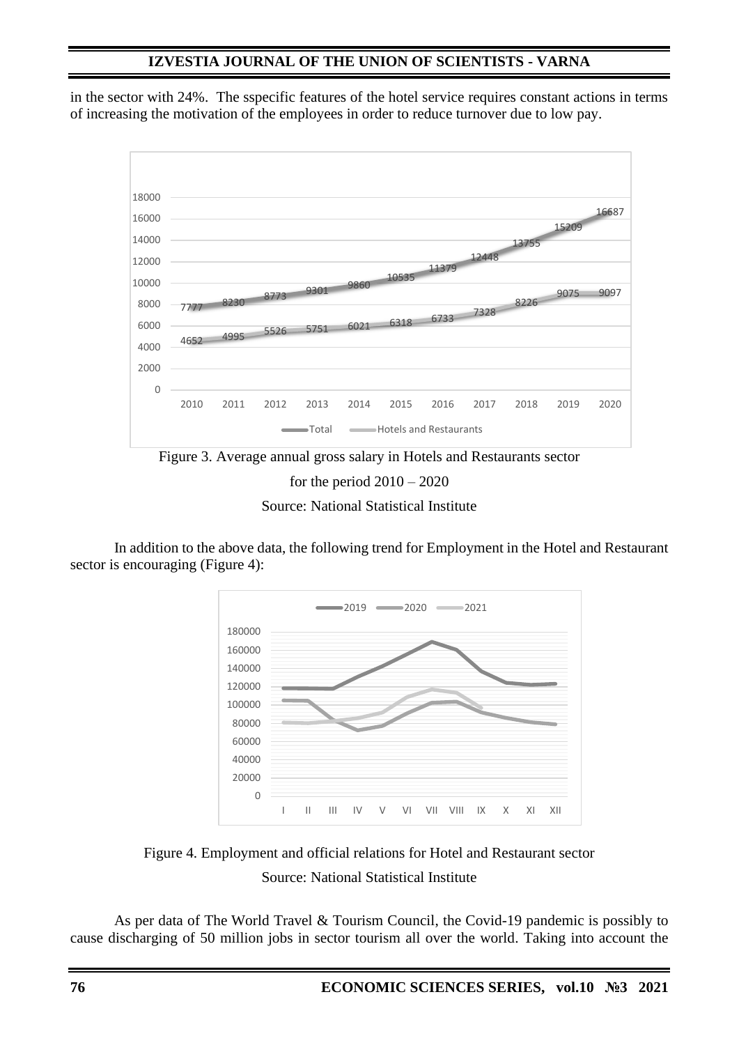in the sector with 24%. The sspecific features of the hotel service requires constant actions in terms of increasing the motivation of the employees in order to reduce turnover due to low pay.

Figure 3. Average annual gross salary in Hotels and Restaurants sector for the period 2010 – 2020

Source: National Statistical Institute

In addition to the above data, the following trend for Employment in the Hotel and Restaurant sector is encouraging (Figure 4):

Figure 4. Employment and official relations for Hotel and Restaurant sector

Source: National Statistical Institute

As per data of The World Travel & Tourism Council, the Covid-19 pandemic is possibly to cause discharging of 50 million jobs in sector tourism all over the world. Taking into account the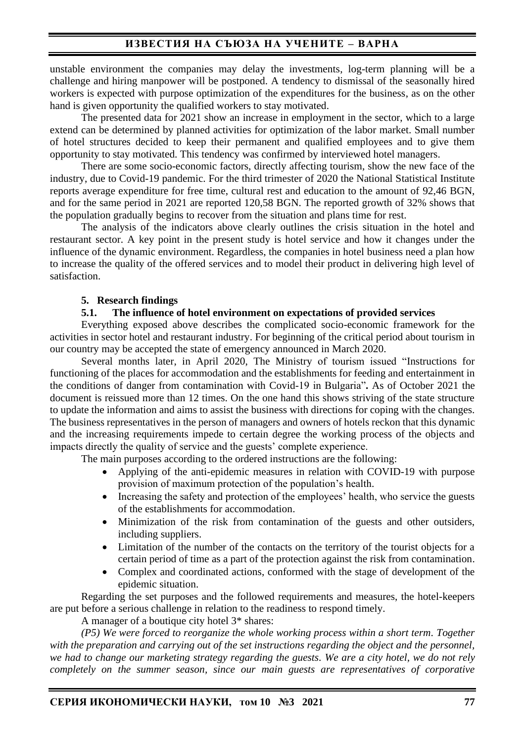unstable environment the companies may delay the investments, log-term planning will be a challenge and hiring manpower will be postponed. A tendency to dismissal of the seasonally hired workers is expected with purpose optimization of the expenditures for the business, as on the other hand is given opportunity the qualified workers to stay motivated.

The presented data for 2021 show an increase in employment in the sector, which to a large extend can be determined by planned activities for optimization of the labor market. Small number of hotel structures decided to keep their permanent and qualified employees and to give them opportunity to stay motivated. This tendency was confirmed by interviewed hotel managers.

There are some socio-economic factors, directly affecting tourism, show the new face of the industry, due to Covid-19 pandemic. For the third trimester of 2020 the National Statistical Institute reports average expenditure for free time, cultural rest and education to the amount of 92,46 BGN, and for the same period in 2021 are reported 120,58 BGN. The reported growth of 32% shows that the population gradually begins to recover from the situation and plans time for rest.

The analysis of the indicators above clearly outlines the crisis situation in the hotel and restaurant sector. A key point in the present study is hotel service and how it changes under the influence of the dynamic environment. Regardless, the companies in hotel business need a plan how to increase the quality of the offered services and to model their product in delivering high level of satisfaction.

## 5. Research findings

### 5.1. The influence of hotel environment on expectations of provided services

Everything exposed above describes the complicated socio-economic framework for the activities in sector hotel and restaurant industry. For beginning of the critical period about tourism in our country may be accepted the state of emergency announced in March 2020.

Several months later, in April 2020, The Ministry of tourism issued "Instructions for functioning of the places for accommodation and the establishments for feeding and entertainment in the conditions of danger from contamination with Covid-19 in Bulgaria"**.** As of October 2021 the document is reissued more than 12 times. On the one hand this shows striving of the state structure to update the information and aims to assist the business with directions for coping with the changes. The business representatives in the person of managers and owners of hotels reckon that this dynamic and the increasing requirements impede to certain degree the working process of the objects and impacts directly the quality of service and the guests' complete experience.

The main purposes according to the ordered instructions are the following:

- Applying of the anti-epidemic measures in relation with COVID-19 with purpose provision of maximum protection of the population's health.
- Increasing the safety and protection of the employees' health, who service the guests of the establishments for accommodation.
- Minimization of the risk from contamination of the guests and other outsiders, including suppliers.
- Limitation of the number of the contacts on the territory of the tourist objects for a certain period of time as a part of the protection against the risk from contamination.
- Complex and coordinated actions, conformed with the stage of development of the epidemic situation.

Regarding the set purposes and the followed requirements and measures, the hotel-keepers are put before a serious challenge in relation to the readiness to respond timely.

A manager of a boutique city hotel 3* shares:

*(P5) We were forced to reorganize the whole working process within a short term. Together with the preparation and carrying out of the set instructions regarding the object and the personnel, we had to change our marketing strategy regarding the guests. We are a city hotel, we do not rely completely on the summer season, since our main guests are representatives of corporative*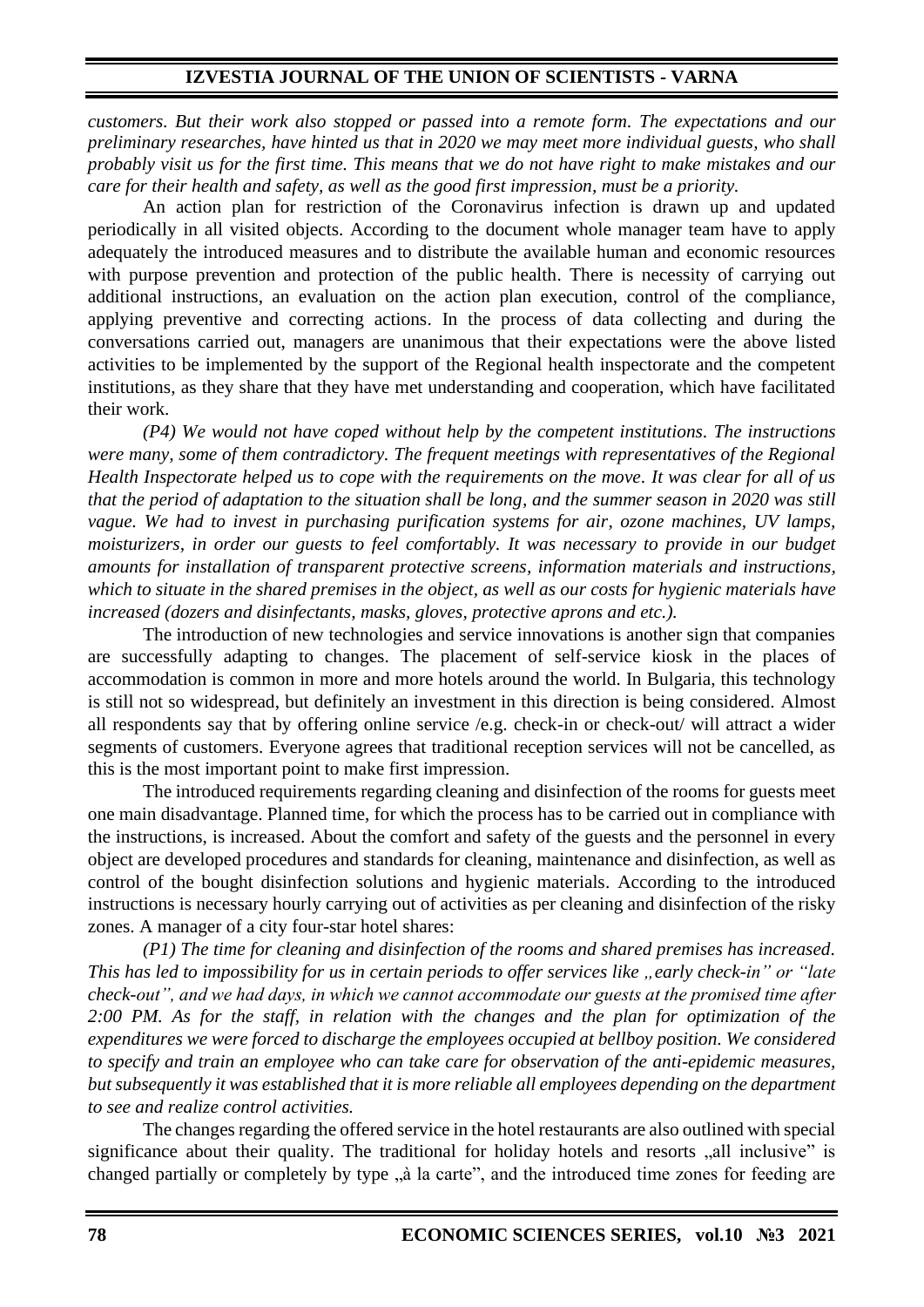*customers. But their work also stopped or passed into a remote form. The expectations and our preliminary researches, have hinted us that in 2020 we may meet more individual guests, who shall probably visit us for the first time. This means that we do not have right to make mistakes and our care for their health and safety, as well as the good first impression, must be a priority.*

An action plan for restriction of the Coronavirus infection is drawn up and updated periodically in all visited objects. According to the document whole manager team have to apply adequately the introduced measures and to distribute the available human and economic resources with purpose prevention and protection of the public health. There is necessity of carrying out additional instructions, an evaluation on the action plan execution, control of the compliance, applying preventive and correcting actions. In the process of data collecting and during the conversations carried out, managers are unanimous that their expectations were the above listed activities to be implemented by the support of the Regional health inspectorate and the competent institutions, as they share that they have met understanding and cooperation, which have facilitated their work.

*(P4) We would not have coped without help by the competent institutions. The instructions were many, some of them contradictory. The frequent meetings with representatives of the Regional Health Inspectorate helped us to cope with the requirements on the move. It was clear for all of us that the period of adaptation to the situation shall be long, and the summer season in 2020 was still vague. We had to invest in purchasing purification systems for air, ozone machines, UV lamps, moisturizers, in order our guests to feel comfortably. It was necessary to provide in our budget amounts for installation of transparent protective screens, information materials and instructions, which to situate in the shared premises in the object, as well as our costs for hygienic materials have increased (dozers and disinfectants, masks, gloves, protective aprons and etc.).*

The introduction of new technologies and service innovations is another sign that companies are successfully adapting to changes. The placement of self-service kiosk in the places of accommodation is common in more and more hotels around the world. In Bulgaria, this technology is still not so widespread, but definitely an investment in this direction is being considered. Almost all respondents say that by offering online service /e.g. check-in or check-out/ will attract a wider segments of customers. Everyone agrees that traditional reception services will not be cancelled, as this is the most important point to make first impression.

The introduced requirements regarding cleaning and disinfection of the rooms for guests meet one main disadvantage. Planned time, for which the process has to be carried out in compliance with the instructions, is increased. About the comfort and safety of the guests and the personnel in every object are developed procedures and standards for cleaning, maintenance and disinfection, as well as control of the bought disinfection solutions and hygienic materials. According to the introduced instructions is necessary hourly carrying out of activities as per cleaning and disinfection of the risky zones. A manager of a city four-star hotel shares:

*(P1) The time for cleaning and disinfection of the rooms and shared premises has increased. This has led to impossibility for us in certain periods to offer services like „early check-in" or "late check-out", and we had days, in which we cannot accommodate our guests at the promised time after 2:00 PM. As for the staff, in relation with the changes and the plan for optimization of the expenditures we were forced to discharge the employees occupied at bellboy position. We considered to specify and train an employee who can take care for observation of the anti-epidemic measures, but subsequently it was established that it is more reliable all employees depending on the department to see and realize control activities.*

The changes regarding the offered service in the hotel restaurants are also outlined with special significance about their quality. The traditional for holiday hotels and resorts „all inclusive" is changed partially or completely by type „à la carte", and the introduced time zones for feeding are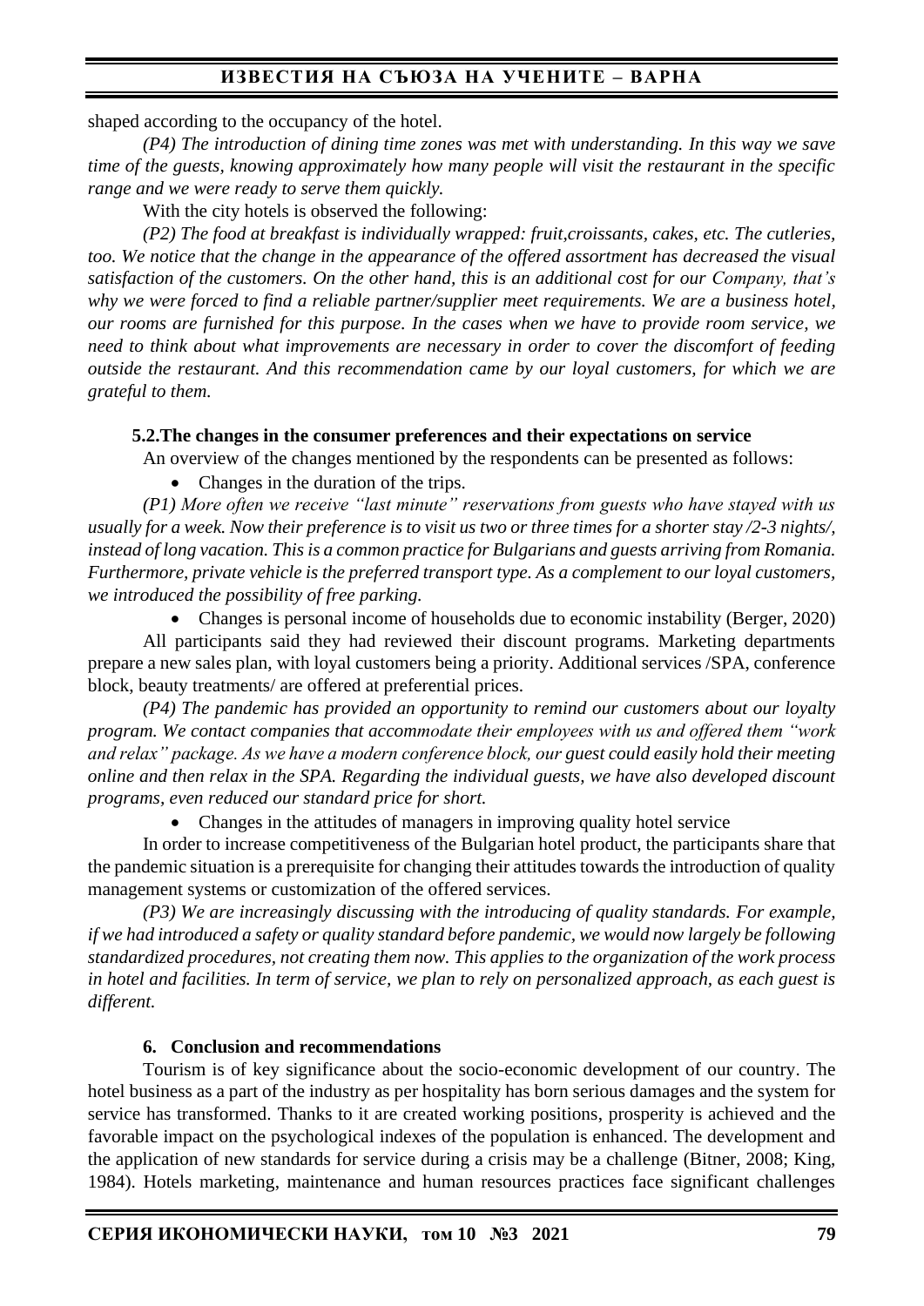shaped according to the occupancy of the hotel.

*(P4) The introduction of dining time zones was met with understanding. In this way we save time of the guests, knowing approximately how many people will visit the restaurant in the specific range and we were ready to serve them quickly.*

With the city hotels is observed the following:

*(P2) The food at breakfast is individually wrapped: fruit,croissants, cakes, etc. The cutleries, too. We notice that the change in the appearance of the offered assortment has decreased the visual satisfaction of the customers. On the other hand, this is an additional cost for our Company, that's why we were forced to find a reliable partner/supplier meet requirements. We are a business hotel, our rooms are furnished for this purpose. In the cases when we have to provide room service, we need to think about what improvements are necessary in order to cover the discomfort of feeding outside the restaurant. And this recommendation came by our loyal customers, for which we are grateful to them.*

### 5.2.The changes in the consumer preferences and their expectations on service

An overview of the changes mentioned by the respondents can be presented as follows:

- Changes in the duration of the trips.

*(P1) More often we receive "last minute" reservations from guests who have stayed with us usually for a week. Now their preference is to visit us two or three times for a shorter stay /2-3 nights/, instead of long vacation. This is a common practice for Bulgarians and guests arriving from Romania. Furthermore, private vehicle is the preferred transport type. As a complement to our loyal customers, we introduced the possibility of free parking.*

- Changes is personal income of households due to economic instability (Berger, 2020)

All participants said they had reviewed their discount programs. Marketing departments prepare a new sales plan, with loyal customers being a priority. Additional services /SPA, conference block, beauty treatments/ are offered at preferential prices.

*(P4) The pandemic has provided an opportunity to remind our customers about our loyalty program. We contact companies that accommodate their employees with us and offered them "work and relax" package. As we have a modern conference block, our guest could easily hold their meeting online and then relax in the SPA. Regarding the individual guests, we have also developed discount programs, even reduced our standard price for short.*

- Changes in the attitudes of managers in improving quality hotel service

In order to increase competitiveness of the Bulgarian hotel product, the participants share that the pandemic situation is a prerequisite for changing their attitudes towards the introduction of quality management systems or customization of the offered services.

*(P3) We are increasingly discussing with the introducing of quality standards. For example, if we had introduced a safety or quality standard before pandemic, we would now largely be following standardized procedures, not creating them now. This applies to the organization of the work process in hotel and facilities. In term of service, we plan to rely on personalized approach, as each guest is different.*

## 6. Conclusion and recommendations

Tourism is of key significance about the socio-economic development of our country. The hotel business as a part of the industry as per hospitality has born serious damages and the system for service has transformed. Thanks to it are created working positions, prosperity is achieved and the favorable impact on the psychological indexes of the population is enhanced. The development and the application of new standards for service during a crisis may be a challenge (Bitner, 2008; King, 1984). Hotels marketing, maintenance and human resources practices face significant challenges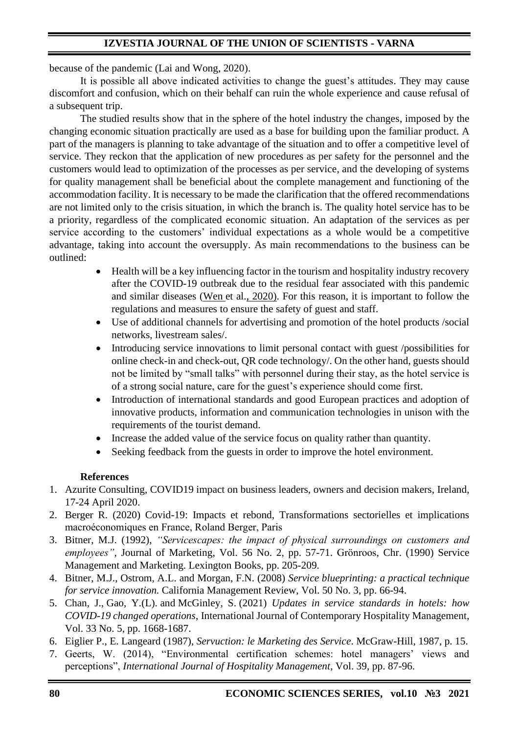because of the pandemic (Lai and Wong, 2020).

It is possible all above indicated activities to change the guest's attitudes. They may cause discomfort and confusion, which on their behalf can ruin the whole experience and cause refusal of a subsequent trip.

The studied results show that in the sphere of the hotel industry the changes, imposed by the changing economic situation practically are used as a base for building upon the familiar product. A part of the managers is planning to take advantage of the situation and to offer a competitive level of service. They reckon that the application of new procedures as per safety for the personnel and the customers would lead to optimization of the processes as per service, and the developing of systems for quality management shall be beneficial about the complete management and functioning of the accommodation facility. It is necessary to be made the clarification that the offered recommendations are not limited only to the crisis situation, in which the branch is. The quality hotel service has to be a priority, regardless of the complicated economic situation. An adaptation of the services as per service according to the customers' individual expectations as a whole would be a competitive advantage, taking into account the oversupply. As main recommendations to the business can be outlined:

- Health will be a key influencing factor in the tourism and hospitality industry recovery after the COVID-19 outbreak due to the residual fear associated with this pandemic and similar diseases (Wen et al., 2020). For this reason, it is important to follow the regulations and measures to ensure the safety of guest and staff.
- Use of additional channels for advertising and promotion of the hotel products /social networks, livestream sales/.
- Introducing service innovations to limit personal contact with guest /possibilities for online check-in and check-out, QR code technology/. On the other hand, guests should not be limited by "small talks" with personnel during their stay, as the hotel service is of a strong social nature, care for the guest's experience should come first.
- Introduction of international standards and good European practices and adoption of innovative products, information and communication technologies in unison with the requirements of the tourist demand.
- Increase the added value of the service focus on quality rather than quantity.
- Seeking feedback from the guests in order to improve the hotel environment.

**References**

1. Azurite Consulting, COVID19 impact on business leaders, owners and decision makers, Ireland, 17-24 April 2020.
2. Berger R. (2020) Covid-19: Impacts et rebond, Transformations sectorielles et implications macroéconomiques en France, Roland Berger, Paris
3. Bitner, M.J. (1992), *"Servicescapes: the impact of physical surroundings on customers and employees"*, Journal of Marketing, Vol. 56 No. 2, pp. 57-71. Grönroos, Chr. (1990) Service Management and Marketing. Lexington Books, pp. 205-209.
4. Bitner, M.J., Ostrom, A.L. and Morgan, F.N. (2008) *Service blueprinting: a practical technique for service innovation.* California Management Review, Vol. 50 No. 3, pp. 66-94.
5. Chan, J., Gao, Y.(L). and McGinley, S. (2021) *Updates in service standards in hotels: how COVID-19 changed operations*, International Journal of Contemporary Hospitality Management, Vol. 33 No. 5, pp. 1668-1687.
6. Eiglier P., E. Langeard (1987), *Servuction: le Marketing des Service*. McGraw-Hill, 1987, p. 15.
7. Geerts, W. (2014), "Environmental certification schemes: hotel managers' views and perceptions", *International Journal of Hospitality Management*, Vol. 39, pp. 87-96.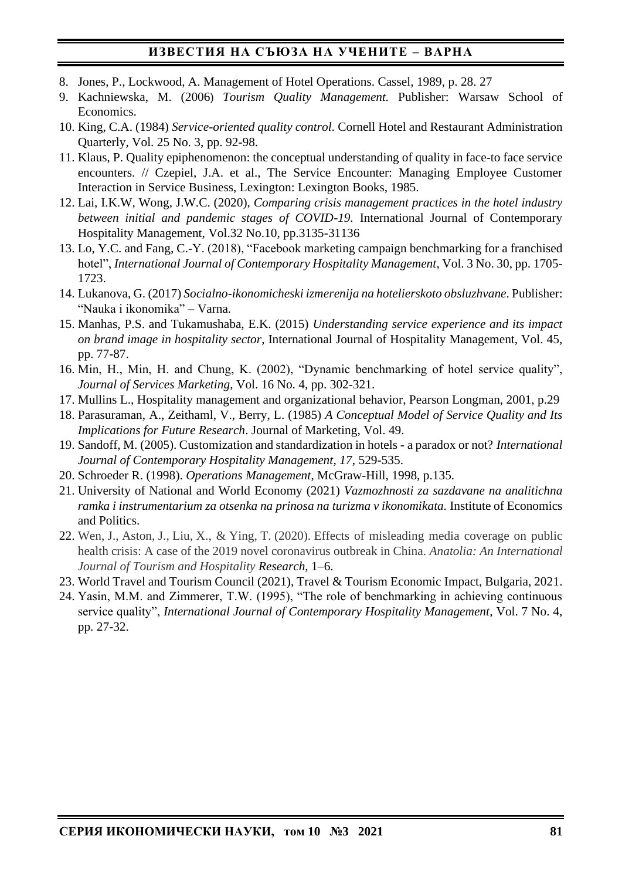8. Jones, P., Lockwood, A. Management of Hotel Operations. Cassel, 1989, p. 28. 27
9. Kachniewska, M. (2006) *Tourism Quality Management.* Publisher: Warsaw School of Economics.
10. King, C.A. (1984) *Service-oriented quality control.* Cornell Hotel and Restaurant Administration Quarterly, Vol. 25 No. 3, pp. 92-98.
11. Klaus, P. Quality epiphenomenon: the conceptual understanding of quality in face-to face service encounters. // Czepiel, J.A. et al., The Service Encounter: Managing Employee Customer Interaction in Service Business, Lexington: Lexington Books, 1985.
12. Lai, I.K.W, Wong, J.W.C. (2020), *Comparing crisis management practices in the hotel industry between initial and pandemic stages of COVID-19.* International Journal of Contemporary Hospitality Management, Vol.32 No.10, pp.3135-31136
13. Lo, Y.C. and Fang, C.-Y. (2018), "Facebook marketing campaign benchmarking for a franchised hotel", *International Journal of Contemporary Hospitality Management*, Vol. 3 No. 30, pp. 1705-1723.
14. Lukanova, G. (2017) *Socialno-ikonomicheski izmerenija na hotelierskoto obsluzhvane*. Publisher: "Nauka i ikonomika" – Varna.
15. Manhas, P.S. and Tukamushaba, E.K. (2015) *Understanding service experience and its impact on brand image in hospitality sector*, International Journal of Hospitality Management, Vol. 45, pp. 77-87.
16. Min, H., Min, H. and Chung, K. (2002), "Dynamic benchmarking of hotel service quality", *Journal of Services Marketing*, Vol. 16 No. 4, pp. 302-321.
17. Mullins L., Hospitality management and organizational behavior, Pearson Longman, 2001, p.29
18. Parasuraman, A., Zeithaml, V., Berry, L. (1985) *A Conceptual Model of Service Quality and Its Implications for Future Research*. Journal of Marketing, Vol. 49.
19. Sandoff, M. (2005). Customization and standardization in hotels - a paradox or not? *International Journal of Contemporary Hospitality Management, 17*, 529-535.
20. Schroeder R. (1998). *Operations Management*, McGraw-Hill, 1998, p.135.
21. University of National and World Economy (2021) *Vazmozhnosti za sazdavane na analitichna ramka i instrumentarium za otsenka na prinosa na turizma v ikonomikata.* Institute of Economics and Politics.
22. Wen, J., Aston, J., Liu, X., & Ying, T. (2020). Effects of misleading media coverage on public health crisis: A case of the 2019 novel coronavirus outbreak in China. *Anatolia: An International Journal of Tourism and Hospitality Research*, 1–6.
23. World Travel and Tourism Council (2021), Travel & Tourism Economic Impact, Bulgaria, 2021.
24. Yasin, M.M. and Zimmerer, T.W. (1995), "The role of benchmarking in achieving continuous service quality", *International Journal of Contemporary Hospitality Management*, Vol. 7 No. 4, pp. 27-32.